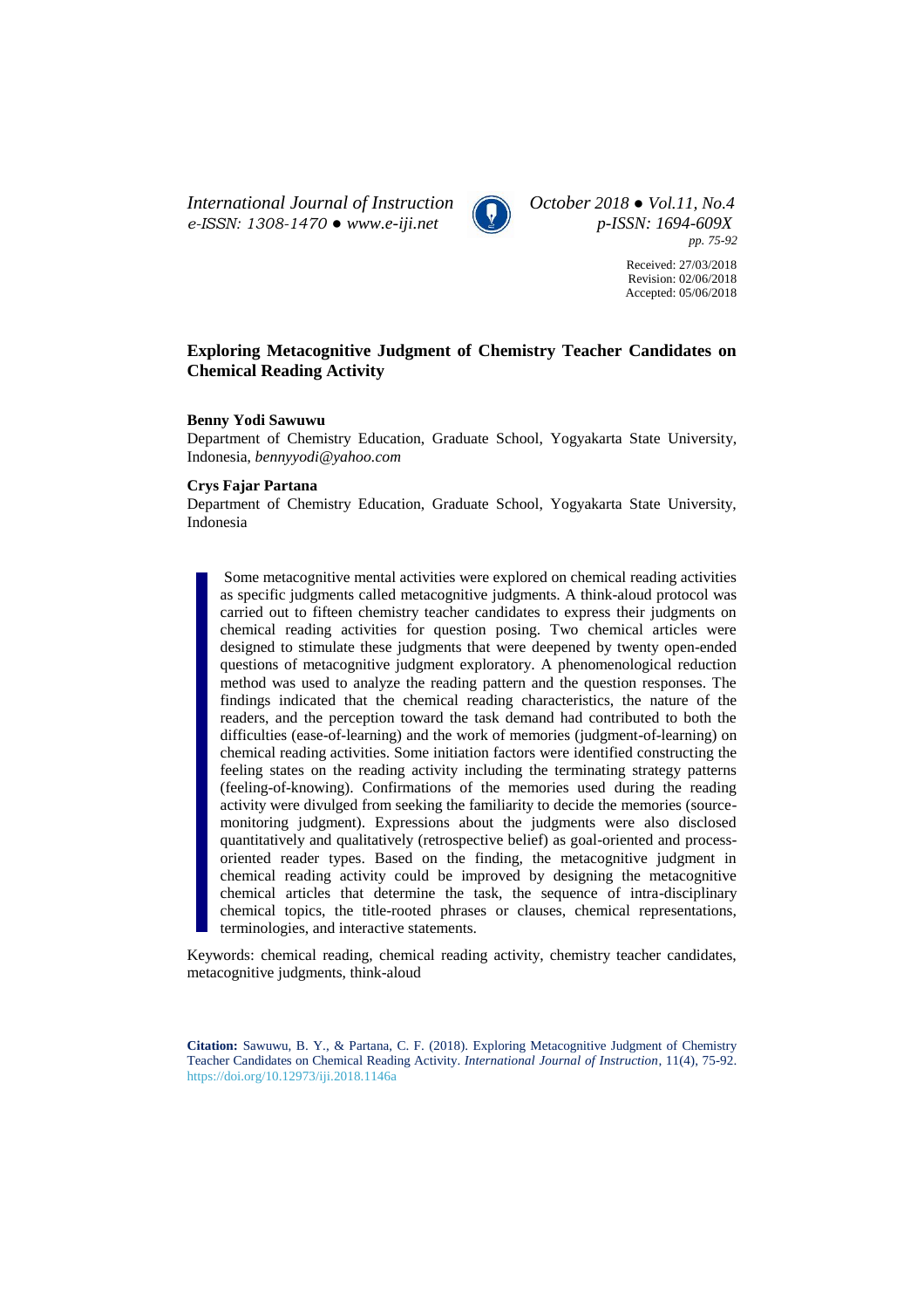# Exploring Metacognitive Judgment of Chemistry Teacher Candidates on Chemical Reading Activity

**Benny Yodi Sawuwu**

Department of Chemistry Education, Graduate School, Yogyakarta State University, Indonesia, *bennyyodi@yahoo.com*

**Crys Fajar Partana**

Department of Chemistry Education, Graduate School, Yogyakarta State University, Indonesia

Received: 27/03/2018
Revision: 02/06/2018
Accepted: 05/06/2018

Some metacognitive mental activities were explored on chemical reading activities as specific judgments called metacognitive judgments. A think-aloud protocol was carried out to fifteen chemistry teacher candidates to express their judgments on chemical reading activities for question posing. Two chemical articles were designed to stimulate these judgments that were deepened by twenty open-ended questions of metacognitive judgment exploratory. A phenomenological reduction method was used to analyze the reading pattern and the question responses. The findings indicated that the chemical reading characteristics, the nature of the readers, and the perception toward the task demand had contributed to both the difficulties (ease-of-learning) and the work of memories (judgment-of-learning) on chemical reading activities. Some initiation factors were identified constructing the feeling states on the reading activity including the terminating strategy patterns (feeling-of-knowing). Confirmations of the memories used during the reading activity were divulged from seeking the familiarity to decide the memories (source-monitoring judgment). Expressions about the judgments were also disclosed quantitatively and qualitatively (retrospective belief) as goal-oriented and process-oriented reader types. Based on the finding, the metacognitive judgment in chemical reading activity could be improved by designing the metacognitive chemical articles that determine the task, the sequence of intra-disciplinary chemical topics, the title-rooted phrases or clauses, chemical representations, terminologies, and interactive statements.

Keywords: chemical reading, chemical reading activity, chemistry teacher candidates, metacognitive judgments, think-aloud

**Citation:** Sawuwu, B. Y., & Partana, C. F. (2018). Exploring Metacognitive Judgment of Chemistry Teacher Candidates on Chemical Reading Activity. *International Journal of Instruction*, 11(4), 75-92. https://doi.org/10.12973/iji.2018.1146a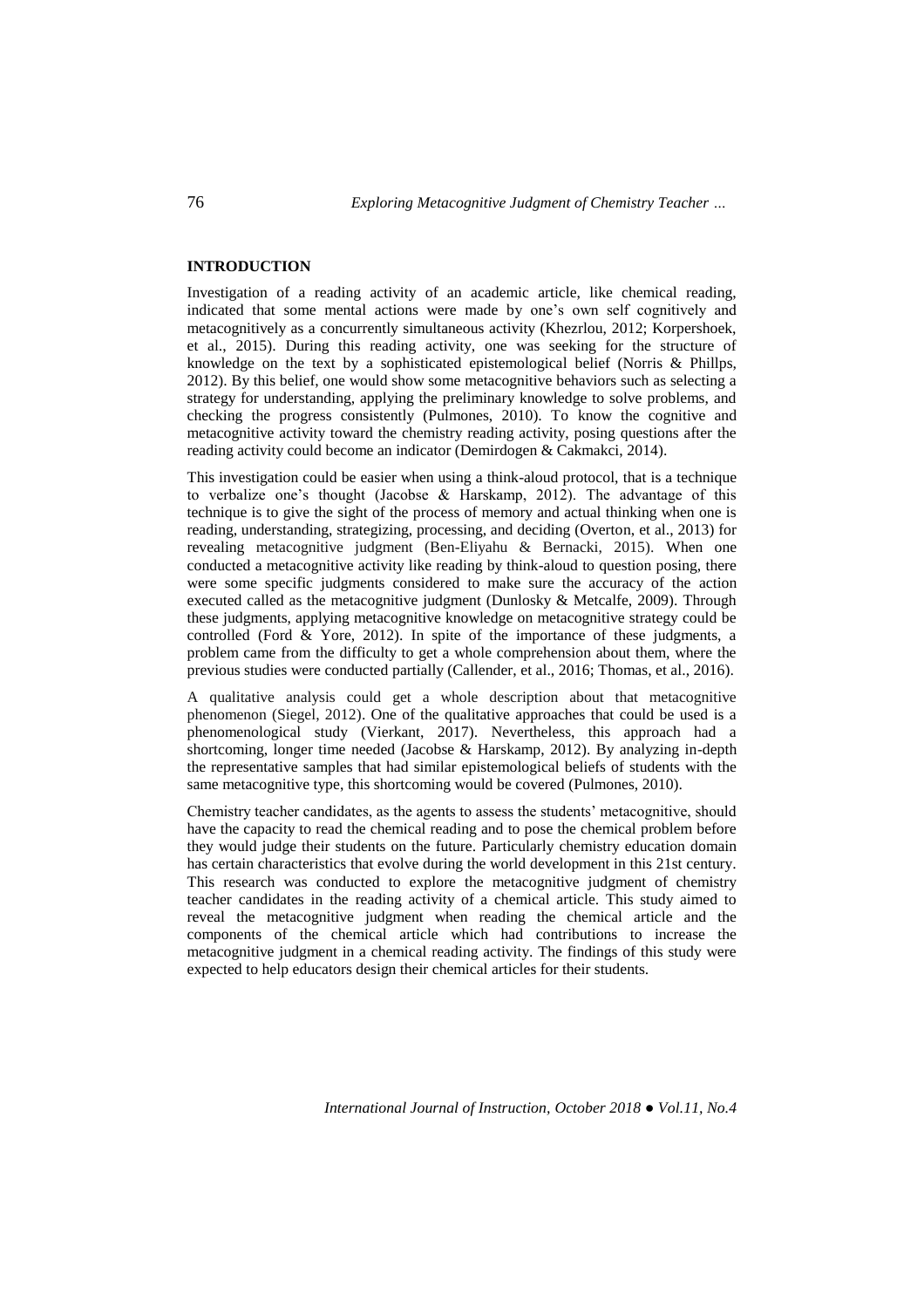## INTRODUCTION

Investigation of a reading activity of an academic article, like chemical reading, indicated that some mental actions were made by one's own self cognitively and metacognitively as a concurrently simultaneous activity (Khezrlou, 2012; Korpershoek, et al., 2015). During this reading activity, one was seeking for the structure of knowledge on the text by a sophisticated epistemological belief (Norris & Phillps, 2012). By this belief, one would show some metacognitive behaviors such as selecting a strategy for understanding, applying the preliminary knowledge to solve problems, and checking the progress consistently (Pulmones, 2010). To know the cognitive and metacognitive activity toward the chemistry reading activity, posing questions after the reading activity could become an indicator (Demirdogen & Cakmakci, 2014).

This investigation could be easier when using a think-aloud protocol, that is a technique to verbalize one's thought (Jacobse & Harskamp, 2012). The advantage of this technique is to give the sight of the process of memory and actual thinking when one is reading, understanding, strategizing, processing, and deciding (Overton, et al., 2013) for revealing metacognitive judgment (Ben-Eliyahu & Bernacki, 2015). When one conducted a metacognitive activity like reading by think-aloud to question posing, there were some specific judgments considered to make sure the accuracy of the action executed called as the metacognitive judgment (Dunlosky & Metcalfe, 2009). Through these judgments, applying metacognitive knowledge on metacognitive strategy could be controlled (Ford & Yore, 2012). In spite of the importance of these judgments, a problem came from the difficulty to get a whole comprehension about them, where the previous studies were conducted partially (Callender, et al., 2016; Thomas, et al., 2016).

A qualitative analysis could get a whole description about that metacognitive phenomenon (Siegel, 2012). One of the qualitative approaches that could be used is a phenomenological study (Vierkant, 2017). Nevertheless, this approach had a shortcoming, longer time needed (Jacobse & Harskamp, 2012). By analyzing in-depth the representative samples that had similar epistemological beliefs of students with the same metacognitive type, this shortcoming would be covered (Pulmones, 2010).

Chemistry teacher candidates, as the agents to assess the students' metacognitive, should have the capacity to read the chemical reading and to pose the chemical problem before they would judge their students on the future. Particularly chemistry education domain has certain characteristics that evolve during the world development in this 21st century. This research was conducted to explore the metacognitive judgment of chemistry teacher candidates in the reading activity of a chemical article. This study aimed to reveal the metacognitive judgment when reading the chemical article and the components of the chemical article which had contributions to increase the metacognitive judgment in a chemical reading activity. The findings of this study were expected to help educators design their chemical articles for their students.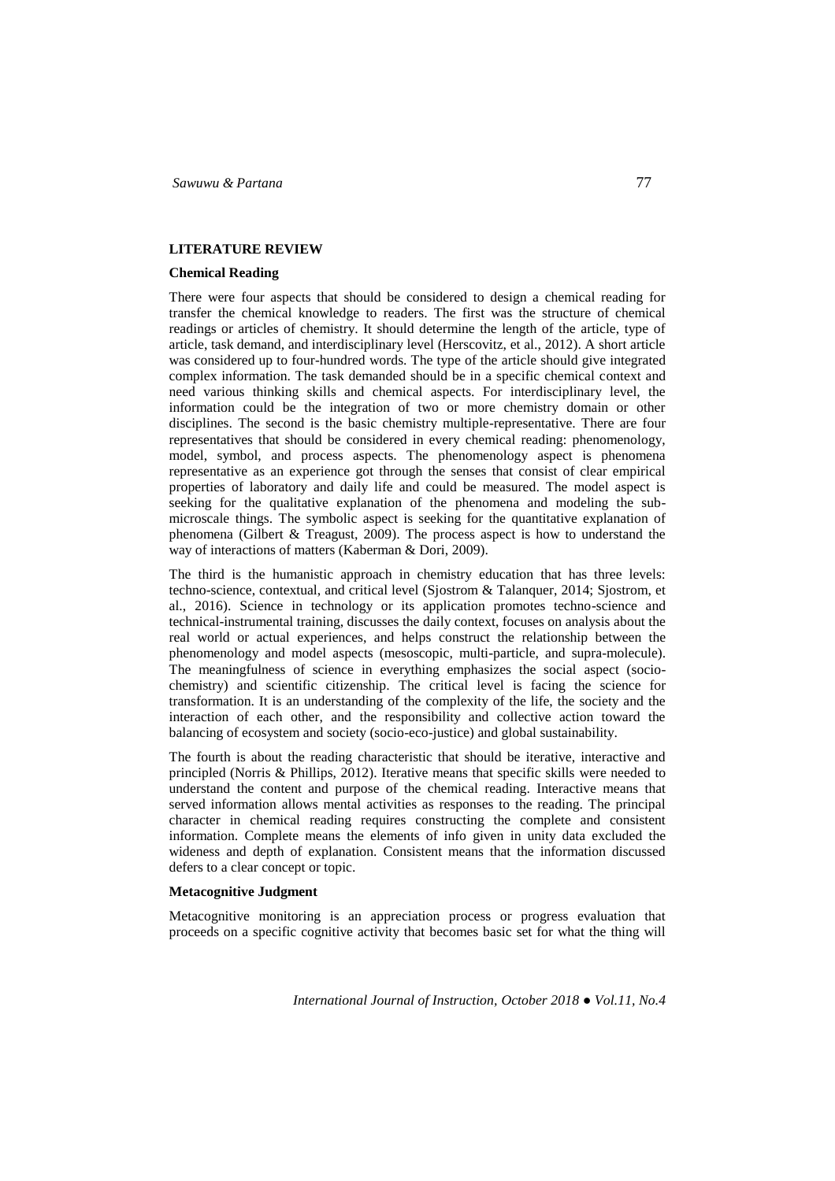## LITERATURE REVIEW

### Chemical Reading

There were four aspects that should be considered to design a chemical reading for transfer the chemical knowledge to readers. The first was the structure of chemical readings or articles of chemistry. It should determine the length of the article, type of article, task demand, and interdisciplinary level (Herscovitz, et al., 2012). A short article was considered up to four-hundred words. The type of the article should give integrated complex information. The task demanded should be in a specific chemical context and need various thinking skills and chemical aspects. For interdisciplinary level, the information could be the integration of two or more chemistry domain or other disciplines. The second is the basic chemistry multiple-representative. There are four representatives that should be considered in every chemical reading: phenomenology, model, symbol, and process aspects. The phenomenology aspect is phenomena representative as an experience got through the senses that consist of clear empirical properties of laboratory and daily life and could be measured. The model aspect is seeking for the qualitative explanation of the phenomena and modeling the sub-microscale things. The symbolic aspect is seeking for the quantitative explanation of phenomena (Gilbert & Treagust, 2009). The process aspect is how to understand the way of interactions of matters (Kaberman & Dori, 2009).

The third is the humanistic approach in chemistry education that has three levels: techno-science, contextual, and critical level (Sjostrom & Talanquer, 2014; Sjostrom, et al., 2016). Science in technology or its application promotes techno-science and technical-instrumental training, discusses the daily context, focuses on analysis about the real world or actual experiences, and helps construct the relationship between the phenomenology and model aspects (mesoscopic, multi-particle, and supra-molecule). The meaningfulness of science in everything emphasizes the social aspect (socio-chemistry) and scientific citizenship. The critical level is facing the science for transformation. It is an understanding of the complexity of the life, the society and the interaction of each other, and the responsibility and collective action toward the balancing of ecosystem and society (socio-eco-justice) and global sustainability.

The fourth is about the reading characteristic that should be iterative, interactive and principled (Norris & Phillips, 2012). Iterative means that specific skills were needed to understand the content and purpose of the chemical reading. Interactive means that served information allows mental activities as responses to the reading. The principal character in chemical reading requires constructing the complete and consistent information. Complete means the elements of info given in unity data excluded the wideness and depth of explanation. Consistent means that the information discussed defers to a clear concept or topic.

### Metacognitive Judgment

Metacognitive monitoring is an appreciation process or progress evaluation that proceeds on a specific cognitive activity that becomes basic set for what the thing will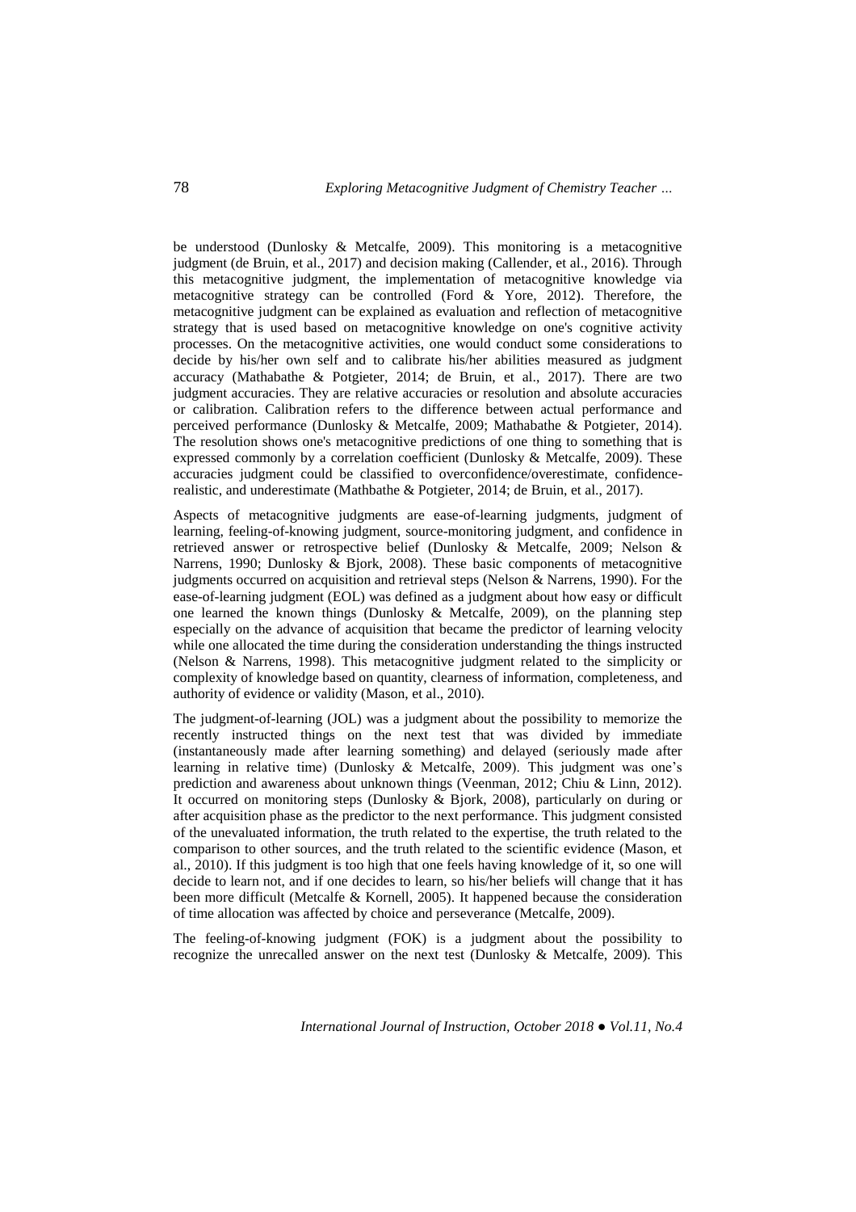be understood (Dunlosky & Metcalfe, 2009). This monitoring is a metacognitive judgment (de Bruin, et al., 2017) and decision making (Callender, et al., 2016). Through this metacognitive judgment, the implementation of metacognitive knowledge via metacognitive strategy can be controlled (Ford & Yore, 2012). Therefore, the metacognitive judgment can be explained as evaluation and reflection of metacognitive strategy that is used based on metacognitive knowledge on one's cognitive activity processes. On the metacognitive activities, one would conduct some considerations to decide by his/her own self and to calibrate his/her abilities measured as judgment accuracy (Mathabathe & Potgieter, 2014; de Bruin, et al., 2017). There are two judgment accuracies. They are relative accuracies or resolution and absolute accuracies or calibration. Calibration refers to the difference between actual performance and perceived performance (Dunlosky & Metcalfe, 2009; Mathabathe & Potgieter, 2014). The resolution shows one's metacognitive predictions of one thing to something that is expressed commonly by a correlation coefficient (Dunlosky & Metcalfe, 2009). These accuracies judgment could be classified to overconfidence/overestimate, confidence-realistic, and underestimate (Mathbathe & Potgieter, 2014; de Bruin, et al., 2017).

Aspects of metacognitive judgments are ease-of-learning judgments, judgment of learning, feeling-of-knowing judgment, source-monitoring judgment, and confidence in retrieved answer or retrospective belief (Dunlosky & Metcalfe, 2009; Nelson & Narrens, 1990; Dunlosky & Bjork, 2008). These basic components of metacognitive judgments occurred on acquisition and retrieval steps (Nelson & Narrens, 1990). For the ease-of-learning judgment (EOL) was defined as a judgment about how easy or difficult one learned the known things (Dunlosky & Metcalfe, 2009), on the planning step especially on the advance of acquisition that became the predictor of learning velocity while one allocated the time during the consideration understanding the things instructed (Nelson & Narrens, 1998). This metacognitive judgment related to the simplicity or complexity of knowledge based on quantity, clearness of information, completeness, and authority of evidence or validity (Mason, et al., 2010).

The judgment-of-learning (JOL) was a judgment about the possibility to memorize the recently instructed things on the next test that was divided by immediate (instantaneously made after learning something) and delayed (seriously made after learning in relative time) (Dunlosky & Metcalfe, 2009). This judgment was one's prediction and awareness about unknown things (Veenman, 2012; Chiu & Linn, 2012). It occurred on monitoring steps (Dunlosky & Bjork, 2008), particularly on during or after acquisition phase as the predictor to the next performance. This judgment consisted of the unevaluated information, the truth related to the expertise, the truth related to the comparison to other sources, and the truth related to the scientific evidence (Mason, et al., 2010). If this judgment is too high that one feels having knowledge of it, so one will decide to learn not, and if one decides to learn, so his/her beliefs will change that it has been more difficult (Metcalfe & Kornell, 2005). It happened because the consideration of time allocation was affected by choice and perseverance (Metcalfe, 2009).

The feeling-of-knowing judgment (FOK) is a judgment about the possibility to recognize the unrecalled answer on the next test (Dunlosky & Metcalfe, 2009). This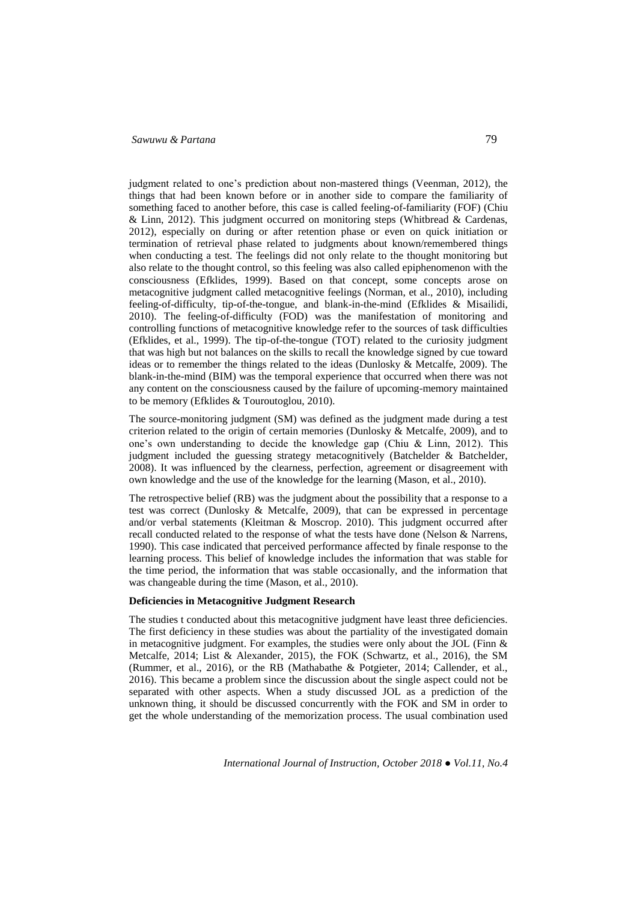judgment related to one's prediction about non-mastered things (Veenman, 2012), the things that had been known before or in another side to compare the familiarity of something faced to another before, this case is called feeling-of-familiarity (FOF) (Chiu & Linn, 2012). This judgment occurred on monitoring steps (Whitbread & Cardenas, 2012), especially on during or after retention phase or even on quick initiation or termination of retrieval phase related to judgments about known/remembered things when conducting a test. The feelings did not only relate to the thought monitoring but also relate to the thought control, so this feeling was also called epiphenomenon with the consciousness (Efklides, 1999). Based on that concept, some concepts arose on metacognitive judgment called metacognitive feelings (Norman, et al., 2010), including feeling-of-difficulty, tip-of-the-tongue, and blank-in-the-mind (Efklides & Misailidi, 2010). The feeling-of-difficulty (FOD) was the manifestation of monitoring and controlling functions of metacognitive knowledge refer to the sources of task difficulties (Efklides, et al., 1999). The tip-of-the-tongue (TOT) related to the curiosity judgment that was high but not balances on the skills to recall the knowledge signed by cue toward ideas or to remember the things related to the ideas (Dunlosky & Metcalfe, 2009). The blank-in-the-mind (BIM) was the temporal experience that occurred when there was not any content on the consciousness caused by the failure of upcoming-memory maintained to be memory (Efklides & Touroutoglou, 2010).

The source-monitoring judgment (SM) was defined as the judgment made during a test criterion related to the origin of certain memories (Dunlosky & Metcalfe, 2009), and to one's own understanding to decide the knowledge gap (Chiu & Linn, 2012). This judgment included the guessing strategy metacognitively (Batchelder & Batchelder, 2008). It was influenced by the clearness, perfection, agreement or disagreement with own knowledge and the use of the knowledge for the learning (Mason, et al., 2010).

The retrospective belief (RB) was the judgment about the possibility that a response to a test was correct (Dunlosky & Metcalfe, 2009), that can be expressed in percentage and/or verbal statements (Kleitman & Moscrop. 2010). This judgment occurred after recall conducted related to the response of what the tests have done (Nelson & Narrens, 1990). This case indicated that perceived performance affected by finale response to the learning process. This belief of knowledge includes the information that was stable for the time period, the information that was stable occasionally, and the information that was changeable during the time (Mason, et al., 2010).

**Deficiencies in Metacognitive Judgment Research**

The studies t conducted about this metacognitive judgment have least three deficiencies. The first deficiency in these studies was about the partiality of the investigated domain in metacognitive judgment. For examples, the studies were only about the JOL (Finn & Metcalfe, 2014; List & Alexander, 2015), the FOK (Schwartz, et al., 2016), the SM (Rummer, et al., 2016), or the RB (Mathabathe & Potgieter, 2014; Callender, et al., 2016). This became a problem since the discussion about the single aspect could not be separated with other aspects. When a study discussed JOL as a prediction of the unknown thing, it should be discussed concurrently with the FOK and SM in order to get the whole understanding of the memorization process. The usual combination used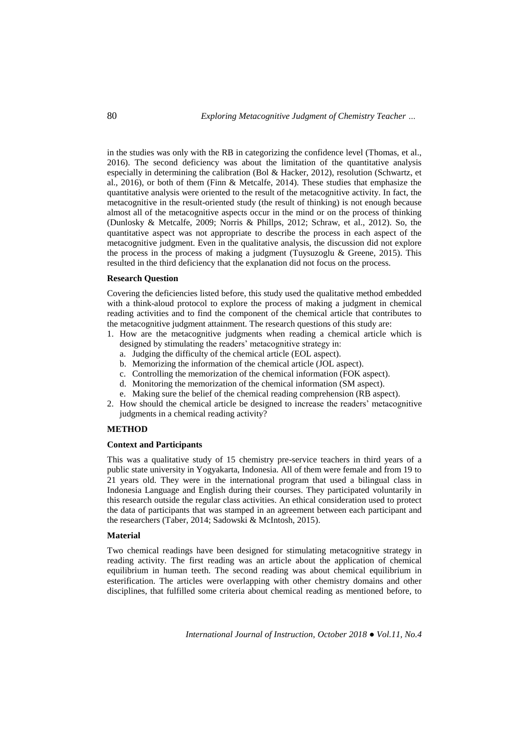in the studies was only with the RB in categorizing the confidence level (Thomas, et al., 2016). The second deficiency was about the limitation of the quantitative analysis especially in determining the calibration (Bol & Hacker, 2012), resolution (Schwartz, et al., 2016), or both of them (Finn & Metcalfe, 2014). These studies that emphasize the quantitative analysis were oriented to the result of the metacognitive activity. In fact, the metacognitive in the result-oriented study (the result of thinking) is not enough because almost all of the metacognitive aspects occur in the mind or on the process of thinking (Dunlosky & Metcalfe, 2009; Norris & Phillps, 2012; Schraw, et al., 2012). So, the quantitative aspect was not appropriate to describe the process in each aspect of the metacognitive judgment. Even in the qualitative analysis, the discussion did not explore the process in the process of making a judgment (Tuysuzoglu & Greene, 2015). This resulted in the third deficiency that the explanation did not focus on the process.

### Research Question

Covering the deficiencies listed before, this study used the qualitative method embedded with a think-aloud protocol to explore the process of making a judgment in chemical reading activities and to find the component of the chemical article that contributes to the metacognitive judgment attainment. The research questions of this study are:

1. How are the metacognitive judgments when reading a chemical article which is designed by stimulating the readers' metacognitive strategy in:
   a. Judging the difficulty of the chemical article (EOL aspect).
   b. Memorizing the information of the chemical article (JOL aspect).
   c. Controlling the memorization of the chemical information (FOK aspect).
   d. Monitoring the memorization of the chemical information (SM aspect).
   e. Making sure the belief of the chemical reading comprehension (RB aspect).
2. How should the chemical article be designed to increase the readers' metacognitive judgments in a chemical reading activity?

## METHOD

### Context and Participants

This was a qualitative study of 15 chemistry pre-service teachers in third years of a public state university in Yogyakarta, Indonesia. All of them were female and from 19 to 21 years old. They were in the international program that used a bilingual class in Indonesia Language and English during their courses. They participated voluntarily in this research outside the regular class activities. An ethical consideration used to protect the data of participants that was stamped in an agreement between each participant and the researchers (Taber, 2014; Sadowski & McIntosh, 2015).

### Material

Two chemical readings have been designed for stimulating metacognitive strategy in reading activity. The first reading was an article about the application of chemical equilibrium in human teeth. The second reading was about chemical equilibrium in esterification. The articles were overlapping with other chemistry domains and other disciplines, that fulfilled some criteria about chemical reading as mentioned before, to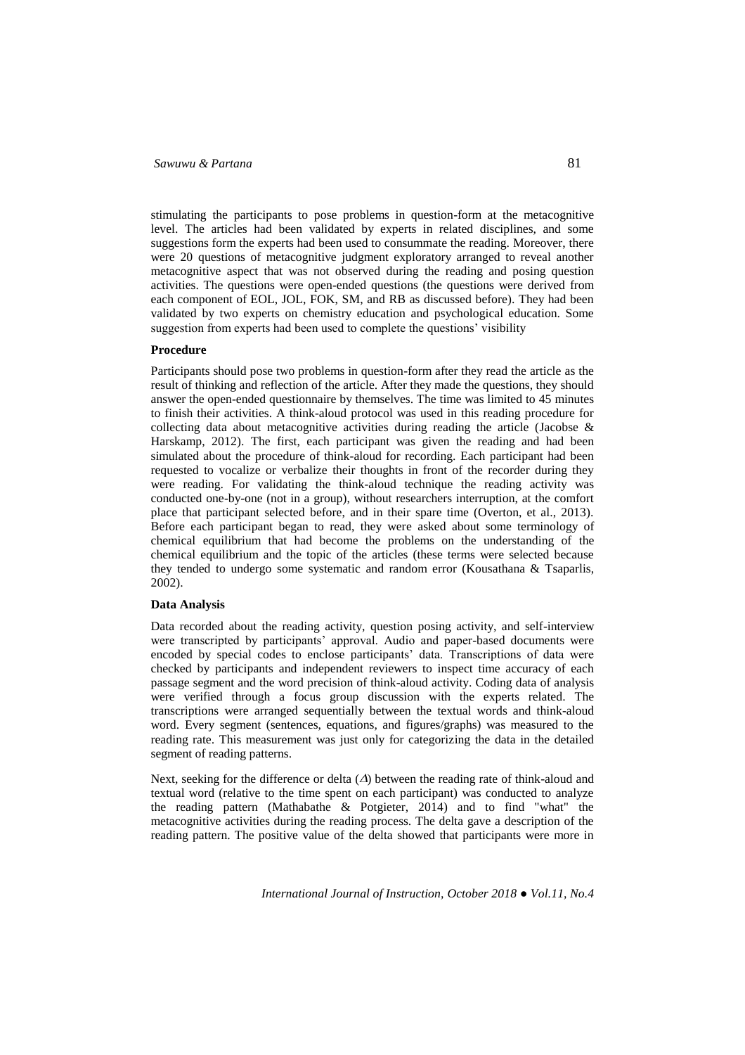stimulating the participants to pose problems in question-form at the metacognitive level. The articles had been validated by experts in related disciplines, and some suggestions form the experts had been used to consummate the reading. Moreover, there were 20 questions of metacognitive judgment exploratory arranged to reveal another metacognitive aspect that was not observed during the reading and posing question activities. The questions were open-ended questions (the questions were derived from each component of EOL, JOL, FOK, SM, and RB as discussed before). They had been validated by two experts on chemistry education and psychological education. Some suggestion from experts had been used to complete the questions' visibility

**Procedure**

Participants should pose two problems in question-form after they read the article as the result of thinking and reflection of the article. After they made the questions, they should answer the open-ended questionnaire by themselves. The time was limited to 45 minutes to finish their activities. A think-aloud protocol was used in this reading procedure for collecting data about metacognitive activities during reading the article (Jacobse & Harskamp, 2012). The first, each participant was given the reading and had been simulated about the procedure of think-aloud for recording. Each participant had been requested to vocalize or verbalize their thoughts in front of the recorder during they were reading. For validating the think-aloud technique the reading activity was conducted one-by-one (not in a group), without researchers interruption, at the comfort place that participant selected before, and in their spare time (Overton, et al., 2013). Before each participant began to read, they were asked about some terminology of chemical equilibrium that had become the problems on the understanding of the chemical equilibrium and the topic of the articles (these terms were selected because they tended to undergo some systematic and random error (Kousathana & Tsaparlis, 2002).

**Data Analysis**

Data recorded about the reading activity, question posing activity, and self-interview were transcripted by participants' approval. Audio and paper-based documents were encoded by special codes to enclose participants' data. Transcriptions of data were checked by participants and independent reviewers to inspect time accuracy of each passage segment and the word precision of think-aloud activity. Coding data of analysis were verified through a focus group discussion with the experts related. The transcriptions were arranged sequentially between the textual words and think-aloud word. Every segment (sentences, equations, and figures/graphs) was measured to the reading rate. This measurement was just only for categorizing the data in the detailed segment of reading patterns.

Next, seeking for the difference or delta ($\Delta$) between the reading rate of think-aloud and textual word (relative to the time spent on each participant) was conducted to analyze the reading pattern (Mathabathe & Potgieter, 2014) and to find "what" the metacognitive activities during the reading process. The delta gave a description of the reading pattern. The positive value of the delta showed that participants were more in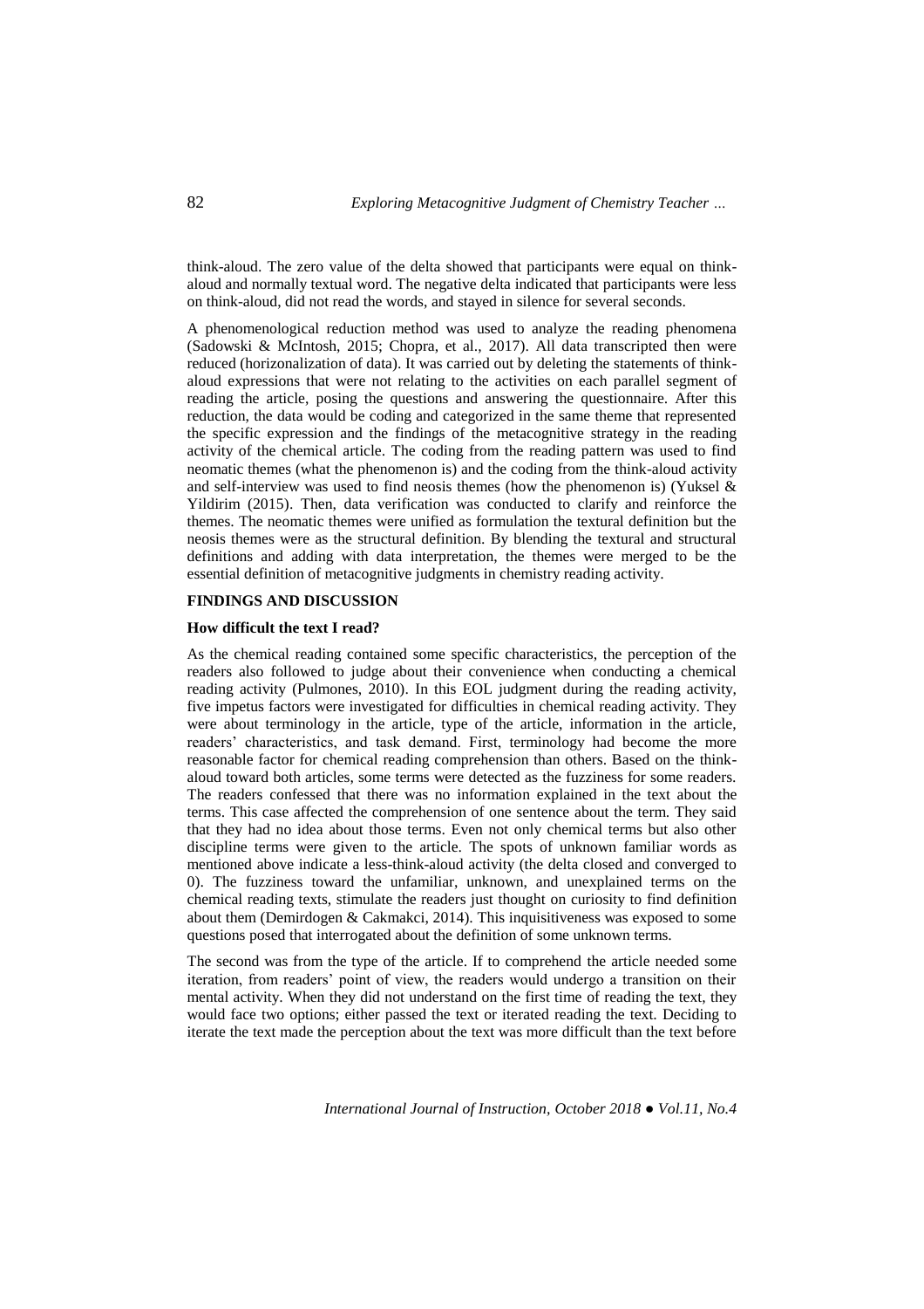think-aloud. The zero value of the delta showed that participants were equal on think-aloud and normally textual word. The negative delta indicated that participants were less on think-aloud, did not read the words, and stayed in silence for several seconds.

A phenomenological reduction method was used to analyze the reading phenomena (Sadowski & McIntosh, 2015; Chopra, et al., 2017). All data transcripted then were reduced (horizonalization of data). It was carried out by deleting the statements of think-aloud expressions that were not relating to the activities on each parallel segment of reading the article, posing the questions and answering the questionnaire. After this reduction, the data would be coding and categorized in the same theme that represented the specific expression and the findings of the metacognitive strategy in the reading activity of the chemical article. The coding from the reading pattern was used to find neomatic themes (what the phenomenon is) and the coding from the think-aloud activity and self-interview was used to find neosis themes (how the phenomenon is) (Yuksel & Yildirim (2015). Then, data verification was conducted to clarify and reinforce the themes. The neomatic themes were unified as formulation the textural definition but the neosis themes were as the structural definition. By blending the textural and structural definitions and adding with data interpretation, the themes were merged to be the essential definition of metacognitive judgments in chemistry reading activity.

## FINDINGS AND DISCUSSION

### How difficult the text I read?

As the chemical reading contained some specific characteristics, the perception of the readers also followed to judge about their convenience when conducting a chemical reading activity (Pulmones, 2010). In this EOL judgment during the reading activity, five impetus factors were investigated for difficulties in chemical reading activity. They were about terminology in the article, type of the article, information in the article, readers' characteristics, and task demand. First, terminology had become the more reasonable factor for chemical reading comprehension than others. Based on the think-aloud toward both articles, some terms were detected as the fuzziness for some readers. The readers confessed that there was no information explained in the text about the terms. This case affected the comprehension of one sentence about the term. They said that they had no idea about those terms. Even not only chemical terms but also other discipline terms were given to the article. The spots of unknown familiar words as mentioned above indicate a less-think-aloud activity (the delta closed and converged to 0). The fuzziness toward the unfamiliar, unknown, and unexplained terms on the chemical reading texts, stimulate the readers just thought on curiosity to find definition about them (Demirdogen & Cakmakci, 2014). This inquisitiveness was exposed to some questions posed that interrogated about the definition of some unknown terms.

The second was from the type of the article. If to comprehend the article needed some iteration, from readers' point of view, the readers would undergo a transition on their mental activity. When they did not understand on the first time of reading the text, they would face two options; either passed the text or iterated reading the text. Deciding to iterate the text made the perception about the text was more difficult than the text before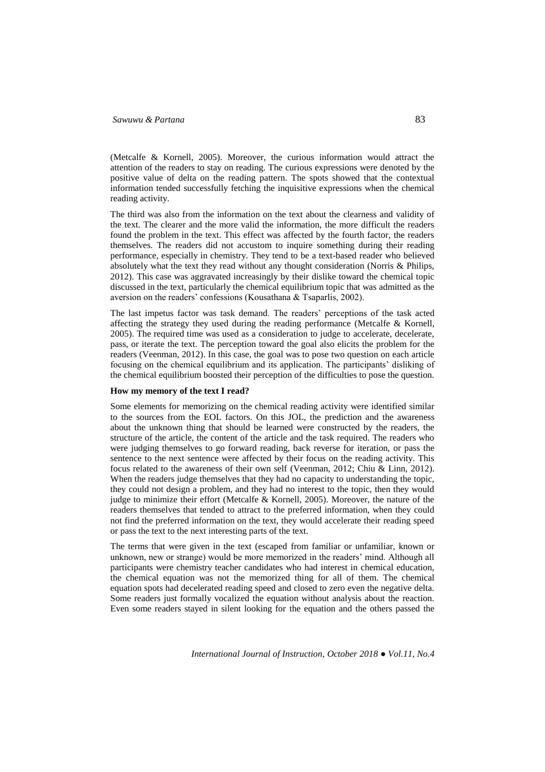(Metcalfe & Kornell, 2005). Moreover, the curious information would attract the attention of the readers to stay on reading. The curious expressions were denoted by the positive value of delta on the reading pattern. The spots showed that the contextual information tended successfully fetching the inquisitive expressions when the chemical reading activity.

The third was also from the information on the text about the clearness and validity of the text. The clearer and the more valid the information, the more difficult the readers found the problem in the text. This effect was affected by the fourth factor, the readers themselves. The readers did not accustom to inquire something during their reading performance, especially in chemistry. They tend to be a text-based reader who believed absolutely what the text they read without any thought consideration (Norris & Philips, 2012). This case was aggravated increasingly by their dislike toward the chemical topic discussed in the text, particularly the chemical equilibrium topic that was admitted as the aversion on the readers' confessions (Kousathana & Tsaparlis, 2002).

The last impetus factor was task demand. The readers' perceptions of the task acted affecting the strategy they used during the reading performance (Metcalfe & Kornell, 2005). The required time was used as a consideration to judge to accelerate, decelerate, pass, or iterate the text. The perception toward the goal also elicits the problem for the readers (Veenman, 2012). In this case, the goal was to pose two question on each article focusing on the chemical equilibrium and its application. The participants' disliking of the chemical equilibrium boosted their perception of the difficulties to pose the question.

**How my memory of the text I read?**

Some elements for memorizing on the chemical reading activity were identified similar to the sources from the EOL factors. On this JOL, the prediction and the awareness about the unknown thing that should be learned were constructed by the readers, the structure of the article, the content of the article and the task required. The readers who were judging themselves to go forward reading, back reverse for iteration, or pass the sentence to the next sentence were affected by their focus on the reading activity. This focus related to the awareness of their own self (Veenman, 2012; Chiu & Linn, 2012). When the readers judge themselves that they had no capacity to understanding the topic, they could not design a problem, and they had no interest to the topic, then they would judge to minimize their effort (Metcalfe & Kornell, 2005). Moreover, the nature of the readers themselves that tended to attract to the preferred information, when they could not find the preferred information on the text, they would accelerate their reading speed or pass the text to the next interesting parts of the text.

The terms that were given in the text (escaped from familiar or unfamiliar, known or unknown, new or strange) would be more memorized in the readers' mind. Although all participants were chemistry teacher candidates who had interest in chemical education, the chemical equation was not the memorized thing for all of them. The chemical equation spots had decelerated reading speed and closed to zero even the negative delta. Some readers just formally vocalized the equation without analysis about the reaction. Even some readers stayed in silent looking for the equation and the others passed the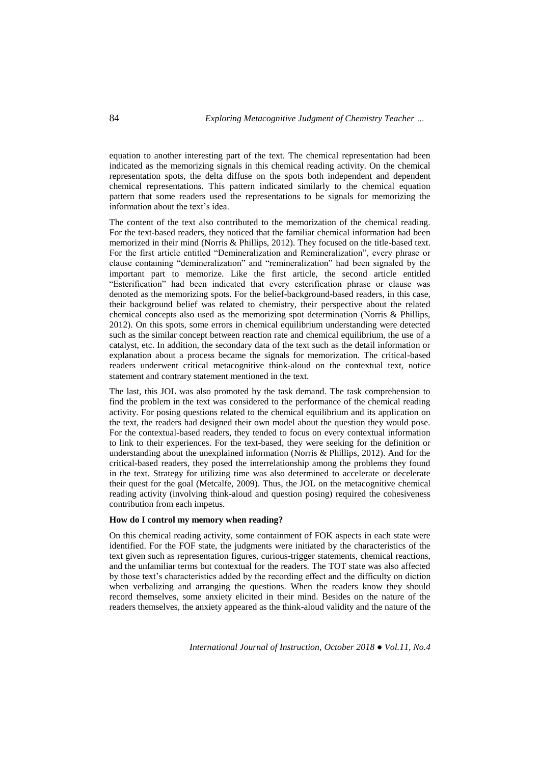equation to another interesting part of the text. The chemical representation had been indicated as the memorizing signals in this chemical reading activity. On the chemical representation spots, the delta diffuse on the spots both independent and dependent chemical representations. This pattern indicated similarly to the chemical equation pattern that some readers used the representations to be signals for memorizing the information about the text's idea.

The content of the text also contributed to the memorization of the chemical reading. For the text-based readers, they noticed that the familiar chemical information had been memorized in their mind (Norris & Phillips, 2012). They focused on the title-based text. For the first article entitled "Demineralization and Remineralization", every phrase or clause containing "demineralization" and "remineralization" had been signaled by the important part to memorize. Like the first article, the second article entitled "Esterification" had been indicated that every esterification phrase or clause was denoted as the memorizing spots. For the belief-background-based readers, in this case, their background belief was related to chemistry, their perspective about the related chemical concepts also used as the memorizing spot determination (Norris & Phillips, 2012). On this spots, some errors in chemical equilibrium understanding were detected such as the similar concept between reaction rate and chemical equilibrium, the use of a catalyst, etc. In addition, the secondary data of the text such as the detail information or explanation about a process became the signals for memorization. The critical-based readers underwent critical metacognitive think-aloud on the contextual text, notice statement and contrary statement mentioned in the text.

The last, this JOL was also promoted by the task demand. The task comprehension to find the problem in the text was considered to the performance of the chemical reading activity. For posing questions related to the chemical equilibrium and its application on the text, the readers had designed their own model about the question they would pose. For the contextual-based readers, they tended to focus on every contextual information to link to their experiences. For the text-based, they were seeking for the definition or understanding about the unexplained information (Norris & Phillips, 2012). And for the critical-based readers, they posed the interrelationship among the problems they found in the text. Strategy for utilizing time was also determined to accelerate or decelerate their quest for the goal (Metcalfe, 2009). Thus, the JOL on the metacognitive chemical reading activity (involving think-aloud and question posing) required the cohesiveness contribution from each impetus.

**How do I control my memory when reading?**

On this chemical reading activity, some containment of FOK aspects in each state were identified. For the FOF state, the judgments were initiated by the characteristics of the text given such as representation figures, curious-trigger statements, chemical reactions, and the unfamiliar terms but contextual for the readers. The TOT state was also affected by those text's characteristics added by the recording effect and the difficulty on diction when verbalizing and arranging the questions. When the readers know they should record themselves, some anxiety elicited in their mind. Besides on the nature of the readers themselves, the anxiety appeared as the think-aloud validity and the nature of the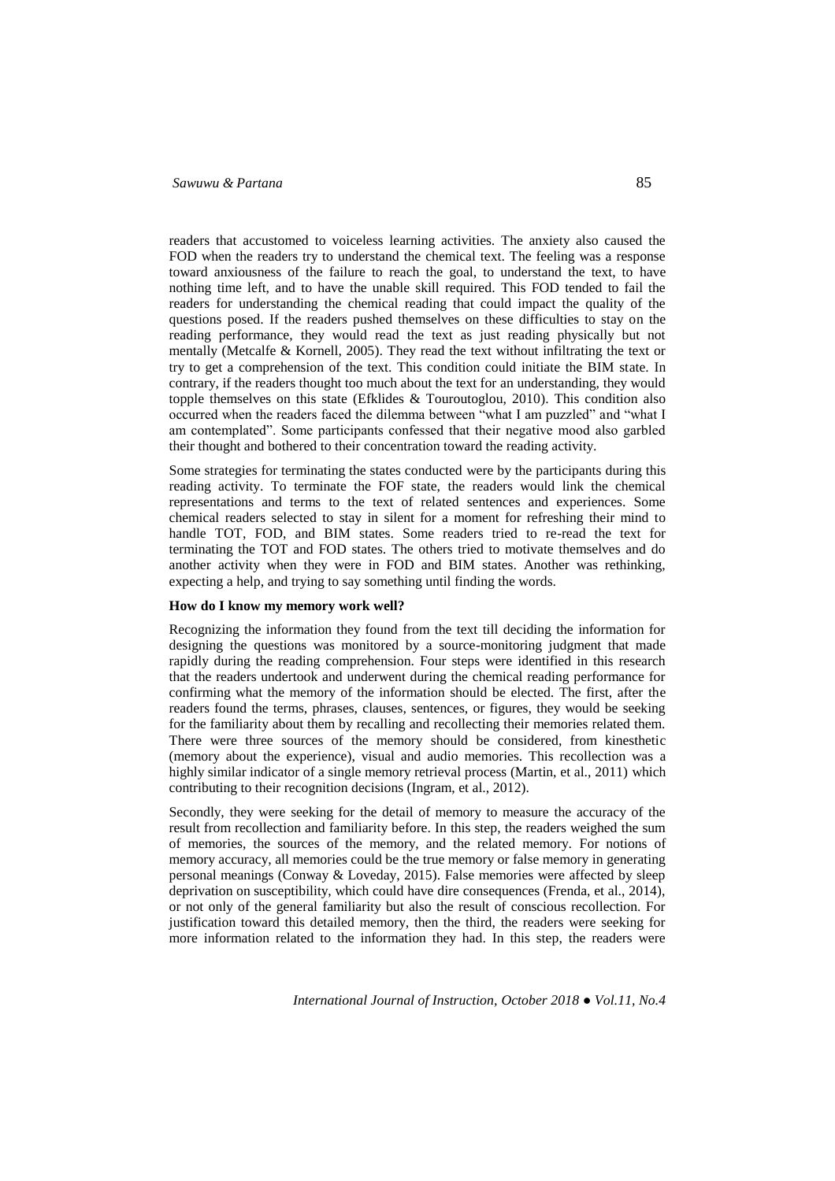readers that accustomed to voiceless learning activities. The anxiety also caused the FOD when the readers try to understand the chemical text. The feeling was a response toward anxiousness of the failure to reach the goal, to understand the text, to have nothing time left, and to have the unable skill required. This FOD tended to fail the readers for understanding the chemical reading that could impact the quality of the questions posed. If the readers pushed themselves on these difficulties to stay on the reading performance, they would read the text as just reading physically but not mentally (Metcalfe & Kornell, 2005). They read the text without infiltrating the text or try to get a comprehension of the text. This condition could initiate the BIM state. In contrary, if the readers thought too much about the text for an understanding, they would topple themselves on this state (Efklides & Touroutoglou, 2010). This condition also occurred when the readers faced the dilemma between "what I am puzzled" and "what I am contemplated". Some participants confessed that their negative mood also garbled their thought and bothered to their concentration toward the reading activity.

Some strategies for terminating the states conducted were by the participants during this reading activity. To terminate the FOF state, the readers would link the chemical representations and terms to the text of related sentences and experiences. Some chemical readers selected to stay in silent for a moment for refreshing their mind to handle TOT, FOD, and BIM states. Some readers tried to re-read the text for terminating the TOT and FOD states. The others tried to motivate themselves and do another activity when they were in FOD and BIM states. Another was rethinking, expecting a help, and trying to say something until finding the words.

**How do I know my memory work well?**

Recognizing the information they found from the text till deciding the information for designing the questions was monitored by a source-monitoring judgment that made rapidly during the reading comprehension. Four steps were identified in this research that the readers undertook and underwent during the chemical reading performance for confirming what the memory of the information should be elected. The first, after the readers found the terms, phrases, clauses, sentences, or figures, they would be seeking for the familiarity about them by recalling and recollecting their memories related them. There were three sources of the memory should be considered, from kinesthetic (memory about the experience), visual and audio memories. This recollection was a highly similar indicator of a single memory retrieval process (Martin, et al., 2011) which contributing to their recognition decisions (Ingram, et al., 2012).

Secondly, they were seeking for the detail of memory to measure the accuracy of the result from recollection and familiarity before. In this step, the readers weighed the sum of memories, the sources of the memory, and the related memory. For notions of memory accuracy, all memories could be the true memory or false memory in generating personal meanings (Conway & Loveday, 2015). False memories were affected by sleep deprivation on susceptibility, which could have dire consequences (Frenda, et al., 2014), or not only of the general familiarity but also the result of conscious recollection. For justification toward this detailed memory, then the third, the readers were seeking for more information related to the information they had. In this step, the readers were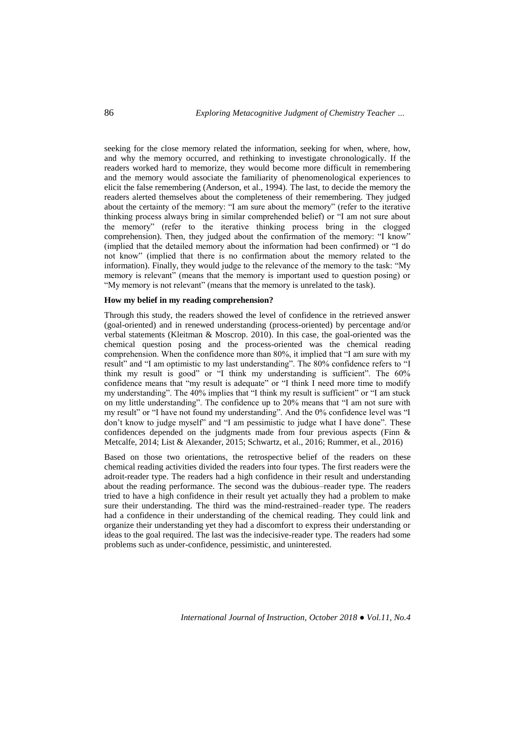seeking for the close memory related the information, seeking for when, where, how, and why the memory occurred, and rethinking to investigate chronologically. If the readers worked hard to memorize, they would become more difficult in remembering and the memory would associate the familiarity of phenomenological experiences to elicit the false remembering (Anderson, et al., 1994). The last, to decide the memory the readers alerted themselves about the completeness of their remembering. They judged about the certainty of the memory: "I am sure about the memory" (refer to the iterative thinking process always bring in similar comprehended belief) or "I am not sure about the memory" (refer to the iterative thinking process bring in the clogged comprehension). Then, they judged about the confirmation of the memory: "I know" (implied that the detailed memory about the information had been confirmed) or "I do not know" (implied that there is no confirmation about the memory related to the information). Finally, they would judge to the relevance of the memory to the task: "My memory is relevant" (means that the memory is important used to question posing) or "My memory is not relevant" (means that the memory is unrelated to the task).

**How my belief in my reading comprehension?**

Through this study, the readers showed the level of confidence in the retrieved answer (goal-oriented) and in renewed understanding (process-oriented) by percentage and/or verbal statements (Kleitman & Moscrop. 2010). In this case, the goal-oriented was the chemical question posing and the process-oriented was the chemical reading comprehension. When the confidence more than 80%, it implied that "I am sure with my result" and "I am optimistic to my last understanding". The 80% confidence refers to "I think my result is good" or "I think my understanding is sufficient". The 60% confidence means that "my result is adequate" or "I think I need more time to modify my understanding". The 40% implies that "I think my result is sufficient" or "I am stuck on my little understanding". The confidence up to 20% means that "I am not sure with my result" or "I have not found my understanding". And the 0% confidence level was "I don't know to judge myself" and "I am pessimistic to judge what I have done". These confidences depended on the judgments made from four previous aspects (Finn & Metcalfe, 2014; List & Alexander, 2015; Schwartz, et al., 2016; Rummer, et al., 2016)

Based on those two orientations, the retrospective belief of the readers on these chemical reading activities divided the readers into four types. The first readers were the adroit-reader type. The readers had a high confidence in their result and understanding about the reading performance. The second was the dubious–reader type. The readers tried to have a high confidence in their result yet actually they had a problem to make sure their understanding. The third was the mind-restrained–reader type. The readers had a confidence in their understanding of the chemical reading. They could link and organize their understanding yet they had a discomfort to express their understanding or ideas to the goal required. The last was the indecisive-reader type. The readers had some problems such as under-confidence, pessimistic, and uninterested.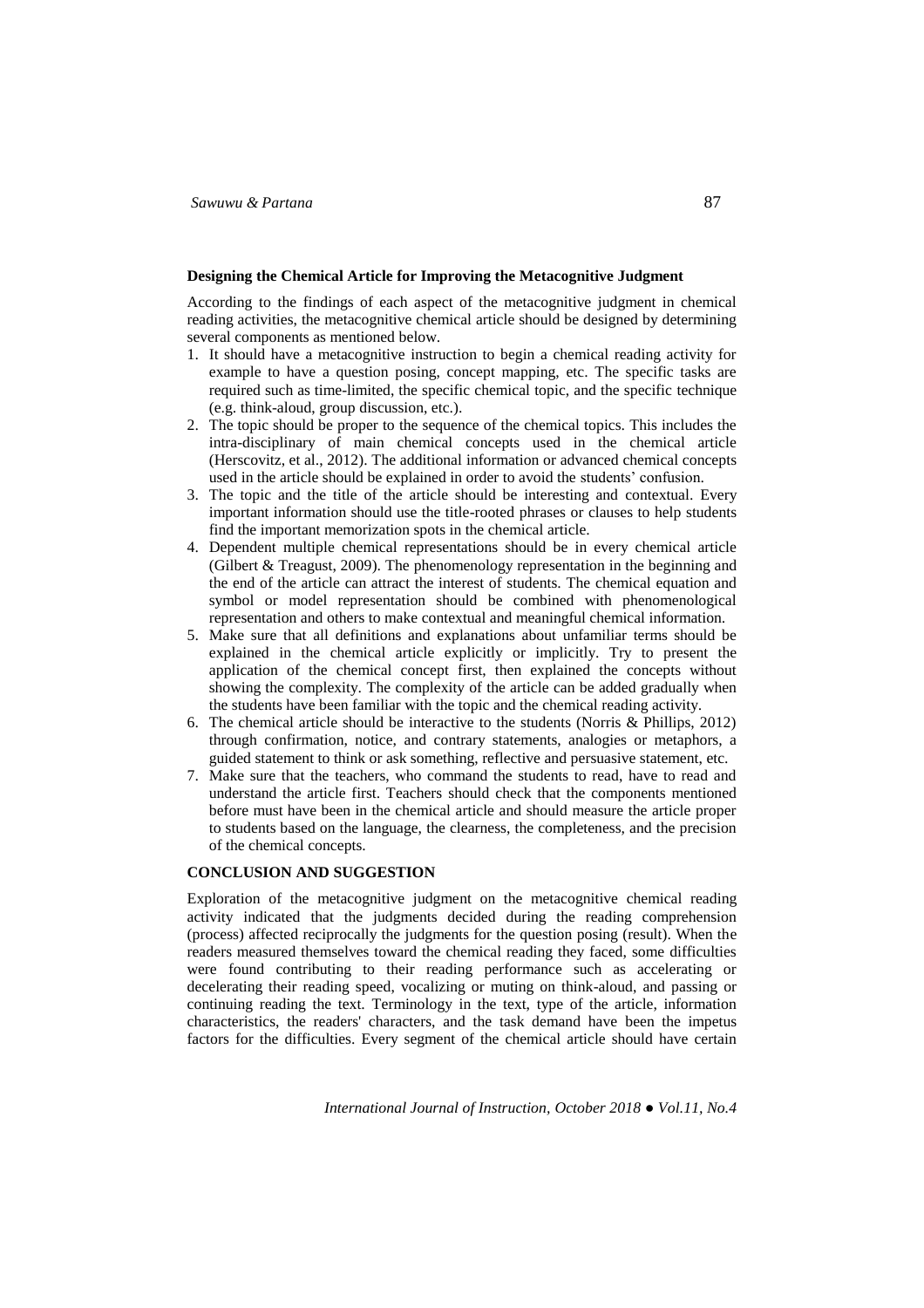### Designing the Chemical Article for Improving the Metacognitive Judgment

According to the findings of each aspect of the metacognitive judgment in chemical reading activities, the metacognitive chemical article should be designed by determining several components as mentioned below.

1. It should have a metacognitive instruction to begin a chemical reading activity for example to have a question posing, concept mapping, etc. The specific tasks are required such as time-limited, the specific chemical topic, and the specific technique (e.g. think-aloud, group discussion, etc.).
2. The topic should be proper to the sequence of the chemical topics. This includes the intra-disciplinary of main chemical concepts used in the chemical article (Herscovitz, et al., 2012). The additional information or advanced chemical concepts used in the article should be explained in order to avoid the students' confusion.
3. The topic and the title of the article should be interesting and contextual. Every important information should use the title-rooted phrases or clauses to help students find the important memorization spots in the chemical article.
4. Dependent multiple chemical representations should be in every chemical article (Gilbert & Treagust, 2009). The phenomenology representation in the beginning and the end of the article can attract the interest of students. The chemical equation and symbol or model representation should be combined with phenomenological representation and others to make contextual and meaningful chemical information.
5. Make sure that all definitions and explanations about unfamiliar terms should be explained in the chemical article explicitly or implicitly. Try to present the application of the chemical concept first, then explained the concepts without showing the complexity. The complexity of the article can be added gradually when the students have been familiar with the topic and the chemical reading activity.
6. The chemical article should be interactive to the students (Norris & Phillips, 2012) through confirmation, notice, and contrary statements, analogies or metaphors, a guided statement to think or ask something, reflective and persuasive statement, etc.
7. Make sure that the teachers, who command the students to read, have to read and understand the article first. Teachers should check that the components mentioned before must have been in the chemical article and should measure the article proper to students based on the language, the clearness, the completeness, and the precision of the chemical concepts.

## CONCLUSION AND SUGGESTION

Exploration of the metacognitive judgment on the metacognitive chemical reading activity indicated that the judgments decided during the reading comprehension (process) affected reciprocally the judgments for the question posing (result). When the readers measured themselves toward the chemical reading they faced, some difficulties were found contributing to their reading performance such as accelerating or decelerating their reading speed, vocalizing or muting on think-aloud, and passing or continuing reading the text. Terminology in the text, type of the article, information characteristics, the readers' characters, and the task demand have been the impetus factors for the difficulties. Every segment of the chemical article should have certain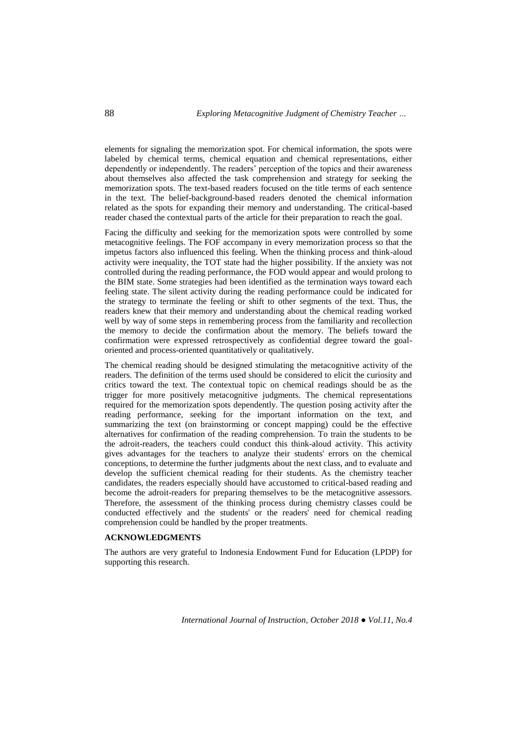elements for signaling the memorization spot. For chemical information, the spots were labeled by chemical terms, chemical equation and chemical representations, either dependently or independently. The readers' perception of the topics and their awareness about themselves also affected the task comprehension and strategy for seeking the memorization spots. The text-based readers focused on the title terms of each sentence in the text. The belief-background-based readers denoted the chemical information related as the spots for expanding their memory and understanding. The critical-based reader chased the contextual parts of the article for their preparation to reach the goal.

Facing the difficulty and seeking for the memorization spots were controlled by some metacognitive feelings. The FOF accompany in every memorization process so that the impetus factors also influenced this feeling. When the thinking process and think-aloud activity were inequality, the TOT state had the higher possibility. If the anxiety was not controlled during the reading performance, the FOD would appear and would prolong to the BIM state. Some strategies had been identified as the termination ways toward each feeling state. The silent activity during the reading performance could be indicated for the strategy to terminate the feeling or shift to other segments of the text. Thus, the readers knew that their memory and understanding about the chemical reading worked well by way of some steps in remembering process from the familiarity and recollection the memory to decide the confirmation about the memory. The beliefs toward the confirmation were expressed retrospectively as confidential degree toward the goal-oriented and process-oriented quantitatively or qualitatively.

The chemical reading should be designed stimulating the metacognitive activity of the readers. The definition of the terms used should be considered to elicit the curiosity and critics toward the text. The contextual topic on chemical readings should be as the trigger for more positively metacognitive judgments. The chemical representations required for the memorization spots dependently. The question posing activity after the reading performance, seeking for the important information on the text, and summarizing the text (on brainstorming or concept mapping) could be the effective alternatives for confirmation of the reading comprehension. To train the students to be the adroit-readers, the teachers could conduct this think-aloud activity. This activity gives advantages for the teachers to analyze their students' errors on the chemical conceptions, to determine the further judgments about the next class, and to evaluate and develop the sufficient chemical reading for their students. As the chemistry teacher candidates, the readers especially should have accustomed to critical-based reading and become the adroit-readers for preparing themselves to be the metacognitive assessors. Therefore, the assessment of the thinking process during chemistry classes could be conducted effectively and the students' or the readers' need for chemical reading comprehension could be handled by the proper treatments.

## ACKNOWLEDGMENTS

The authors are very grateful to Indonesia Endowment Fund for Education (LPDP) for supporting this research.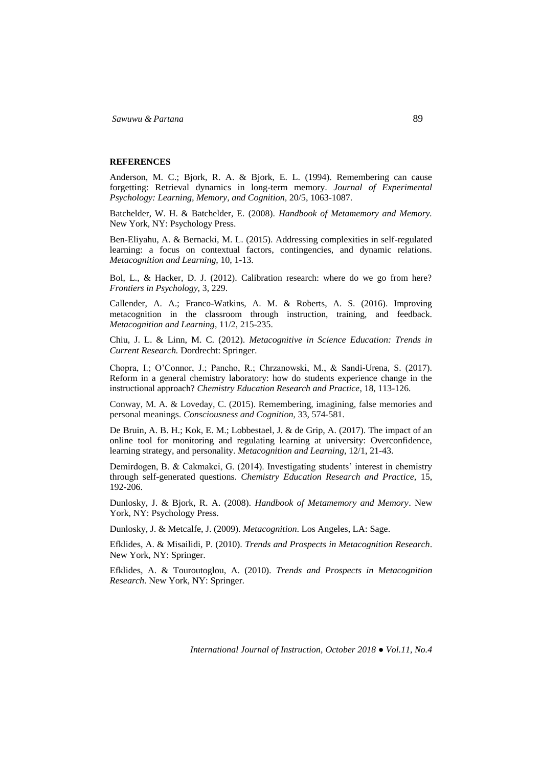## REFERENCES

Anderson, M. C.; Bjork, R. A. & Bjork, E. L. (1994). Remembering can cause forgetting: Retrieval dynamics in long-term memory. *Journal of Experimental Psychology: Learning, Memory, and Cognition,* 20/5, 1063-1087.

Batchelder, W. H. & Batchelder, E. (2008). *Handbook of Metamemory and Memory.* New York, NY: Psychology Press.

Ben-Eliyahu, A. & Bernacki, M. L. (2015). Addressing complexities in self-regulated learning: a focus on contextual factors, contingencies, and dynamic relations. *Metacognition and Learning*, 10, 1-13.

Bol, L., & Hacker, D. J. (2012). Calibration research: where do we go from here? *Frontiers in Psychology,* 3, 229.

Callender, A. A.; Franco-Watkins, A. M. & Roberts, A. S. (2016). Improving metacognition in the classroom through instruction, training, and feedback. *Metacognition and Learning*, 11/2, 215-235.

Chiu, J. L. & Linn, M. C. (2012). *Metacognitive in Science Education: Trends in Current Research.* Dordrecht: Springer.

Chopra, I.; O'Connor, J.; Pancho, R.; Chrzanowski, M., & Sandi-Urena, S. (2017). Reform in a general chemistry laboratory: how do students experience change in the instructional approach? *Chemistry Education Research and Practice*, 18, 113-126.

Conway, M. A. & Loveday, C. (2015). Remembering, imagining, false memories and personal meanings. *Consciousness and Cognition,* 33, 574-581.

De Bruin, A. B. H.; Kok, E. M.; Lobbestael, J. & de Grip, A. (2017). The impact of an online tool for monitoring and regulating learning at university: Overconfidence, learning strategy, and personality. *Metacognition and Learning,* 12/1, 21-43.

Demirdogen, B. & Cakmakci, G. (2014). Investigating students' interest in chemistry through self-generated questions. *Chemistry Education Research and Practice,* 15, 192-206.

Dunlosky, J. & Bjork, R. A. (2008). *Handbook of Metamemory and Memory*. New York, NY: Psychology Press.

Dunlosky, J. & Metcalfe, J. (2009). *Metacognition*. Los Angeles, LA: Sage.

Efklides, A. & Misailidi, P. (2010). *Trends and Prospects in Metacognition Research*. New York, NY: Springer.

Efklides, A. & Touroutoglou, A. (2010). *Trends and Prospects in Metacognition Research*. New York, NY: Springer.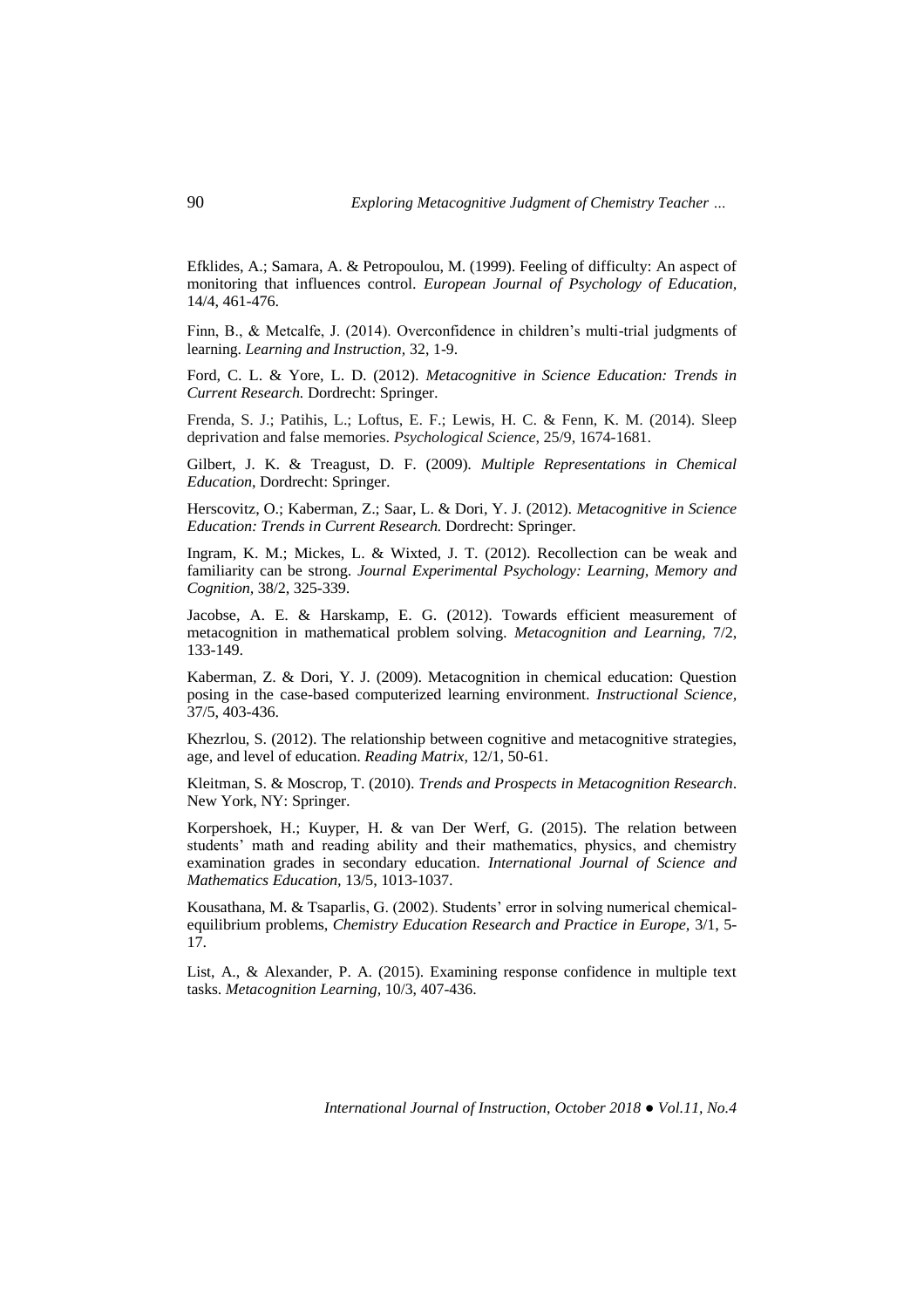Efklides, A.; Samara, A. & Petropoulou, M. (1999). Feeling of difficulty: An aspect of monitoring that influences control. *European Journal of Psychology of Education,* 14/4, 461-476.

Finn, B., & Metcalfe, J. (2014). Overconfidence in children's multi-trial judgments of learning. *Learning and Instruction,* 32, 1-9.

Ford, C. L. & Yore, L. D. (2012). *Metacognitive in Science Education: Trends in Current Research.* Dordrecht: Springer.

Frenda, S. J.; Patihis, L.; Loftus, E. F.; Lewis, H. C. & Fenn, K. M. (2014). Sleep deprivation and false memories. *Psychological Science,* 25/9, 1674-1681.

Gilbert, J. K. & Treagust, D. F. (2009). *Multiple Representations in Chemical Education,* Dordrecht: Springer.

Herscovitz, O.; Kaberman, Z.; Saar, L. & Dori, Y. J. (2012). *Metacognitive in Science Education: Trends in Current Research.* Dordrecht: Springer.

Ingram, K. M.; Mickes, L. & Wixted, J. T. (2012). Recollection can be weak and familiarity can be strong. *Journal Experimental Psychology: Learning, Memory and Cognition,* 38/2, 325-339.

Jacobse, A. E. & Harskamp, E. G. (2012). Towards efficient measurement of metacognition in mathematical problem solving. *Metacognition and Learning,* 7/2, 133-149.

Kaberman, Z. & Dori, Y. J. (2009). Metacognition in chemical education: Question posing in the case-based computerized learning environment. *Instructional Science,* 37/5, 403-436.

Khezrlou, S. (2012). The relationship between cognitive and metacognitive strategies, age, and level of education. *Reading Matrix,* 12/1, 50-61.

Kleitman, S. & Moscrop, T. (2010). *Trends and Prospects in Metacognition Research*. New York, NY: Springer.

Korpershoek, H.; Kuyper, H. & van Der Werf, G. (2015). The relation between students' math and reading ability and their mathematics, physics, and chemistry examination grades in secondary education. *International Journal of Science and Mathematics Education,* 13/5, 1013-1037.

Kousathana, M. & Tsaparlis, G. (2002). Students' error in solving numerical chemical-equilibrium problems, *Chemistry Education Research and Practice in Europe,* 3/1, 5-17.

List, A., & Alexander, P. A. (2015). Examining response confidence in multiple text tasks. *Metacognition Learning,* 10/3, 407-436.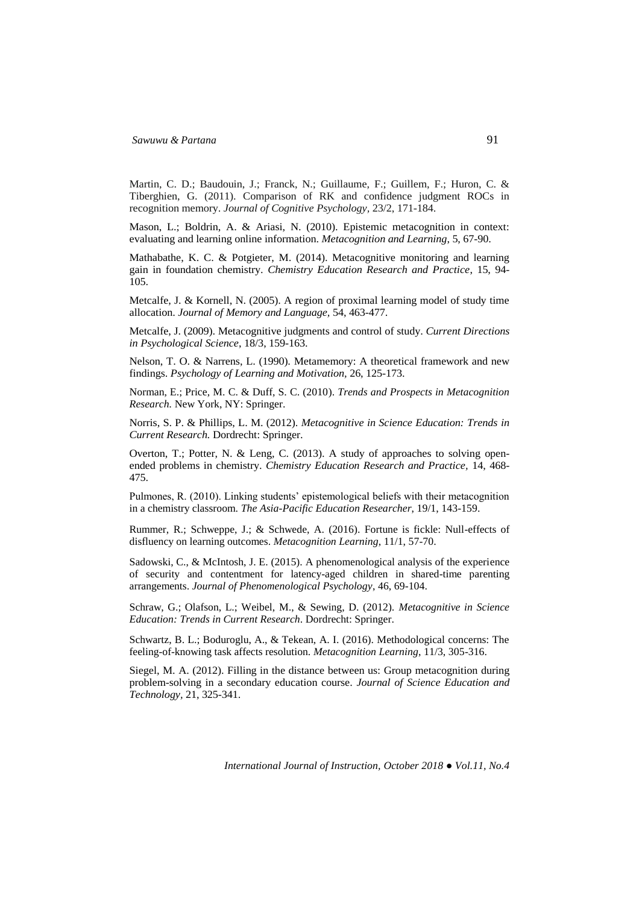Martin, C. D.; Baudouin, J.; Franck, N.; Guillaume, F.; Guillem, F.; Huron, C. & Tiberghien, G. (2011). Comparison of RK and confidence judgment ROCs in recognition memory. *Journal of Cognitive Psychology,* 23/2, 171-184.

Mason, L.; Boldrin, A. & Ariasi, N. (2010). Epistemic metacognition in context: evaluating and learning online information. *Metacognition and Learning,* 5, 67-90.

Mathabathe, K. C. & Potgieter, M. (2014). Metacognitive monitoring and learning gain in foundation chemistry. *Chemistry Education Research and Practice,* 15, 94-105.

Metcalfe, J. & Kornell, N. (2005). A region of proximal learning model of study time allocation. *Journal of Memory and Language,* 54, 463-477.

Metcalfe, J. (2009). Metacognitive judgments and control of study. *Current Directions in Psychological Science*, 18/3, 159-163.

Nelson, T. O. & Narrens, L. (1990). Metamemory: A theoretical framework and new findings. *Psychology of Learning and Motivation,* 26, 125-173.

Norman, E.; Price, M. C. & Duff, S. C. (2010). *Trends and Prospects in Metacognition Research.* New York, NY: Springer.

Norris, S. P. & Phillips, L. M. (2012). *Metacognitive in Science Education: Trends in Current Research.* Dordrecht: Springer.

Overton, T.; Potter, N. & Leng, C. (2013). A study of approaches to solving open-ended problems in chemistry. *Chemistry Education Research and Practice,* 14, 468-475.

Pulmones, R. (2010). Linking students' epistemological beliefs with their metacognition in a chemistry classroom. *The Asia-Pacific Education Researcher*, 19/1, 143-159.

Rummer, R.; Schweppe, J.; & Schwede, A. (2016). Fortune is fickle: Null-effects of disfluency on learning outcomes. *Metacognition Learning*, 11/1, 57-70.

Sadowski, C., & McIntosh, J. E. (2015). A phenomenological analysis of the experience of security and contentment for latency-aged children in shared-time parenting arrangements. *Journal of Phenomenological Psychology*, 46, 69-104.

Schraw, G.; Olafson, L.; Weibel, M., & Sewing, D. (2012). *Metacognitive in Science Education: Trends in Current Research*. Dordrecht: Springer.

Schwartz, B. L.; Boduroglu, A., & Tekean, A. I. (2016). Methodological concerns: The feeling-of-knowing task affects resolution. *Metacognition Learning*, 11/3, 305-316.

Siegel, M. A. (2012). Filling in the distance between us: Group metacognition during problem-solving in a secondary education course. *Journal of Science Education and Technology*, 21, 325-341.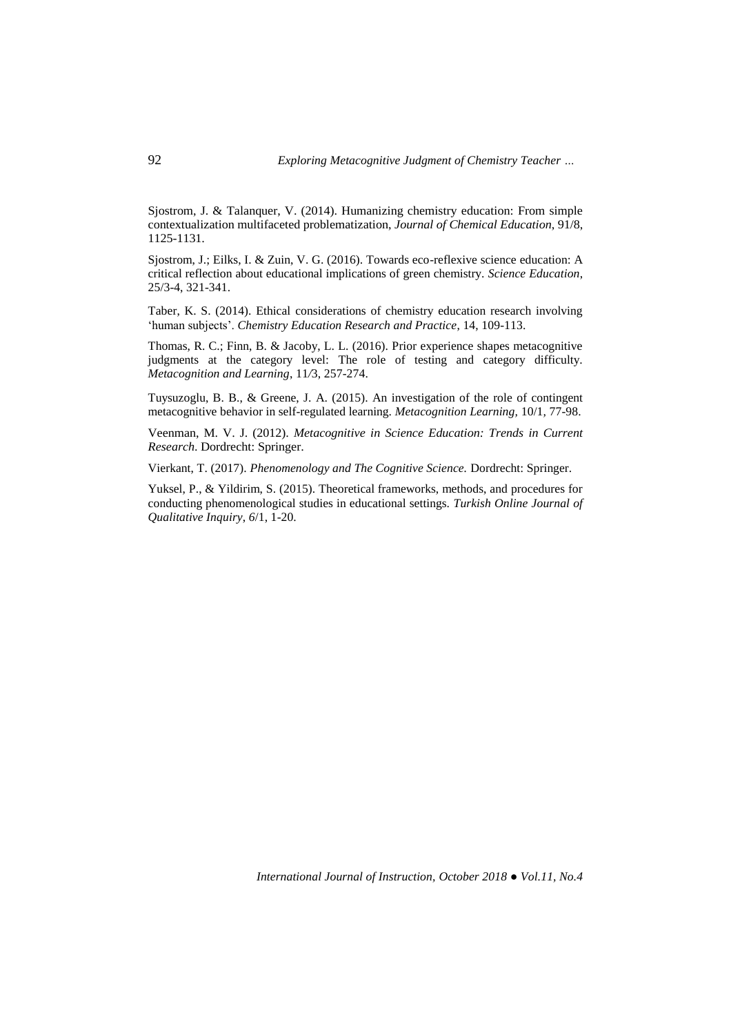Sjostrom, J. & Talanquer, V. (2014). Humanizing chemistry education: From simple contextualization multifaceted problematization, *Journal of Chemical Education*, 91/8, 1125-1131.

Sjostrom, J.; Eilks, I. & Zuin, V. G. (2016). Towards eco-reflexive science education: A critical reflection about educational implications of green chemistry. *Science Education*, 25/3-4, 321-341.

Taber, K. S. (2014). Ethical considerations of chemistry education research involving 'human subjects'. *Chemistry Education Research and Practice*, 14, 109-113.

Thomas, R. C.; Finn, B. & Jacoby, L. L. (2016). Prior experience shapes metacognitive judgments at the category level: The role of testing and category difficulty. *Metacognition and Learning*, 11/3, 257-274.

Tuysuzoglu, B. B., & Greene, J. A. (2015). An investigation of the role of contingent metacognitive behavior in self-regulated learning. *Metacognition Learning*, 10/1, 77-98.

Veenman, M. V. J. (2012). *Metacognitive in Science Education: Trends in Current Research*. Dordrecht: Springer.

Vierkant, T. (2017). *Phenomenology and The Cognitive Science.* Dordrecht: Springer.

Yuksel, P., & Yildirim, S. (2015). Theoretical frameworks, methods, and procedures for conducting phenomenological studies in educational settings. *Turkish Online Journal of Qualitative Inquiry*, 6/1, 1-20.